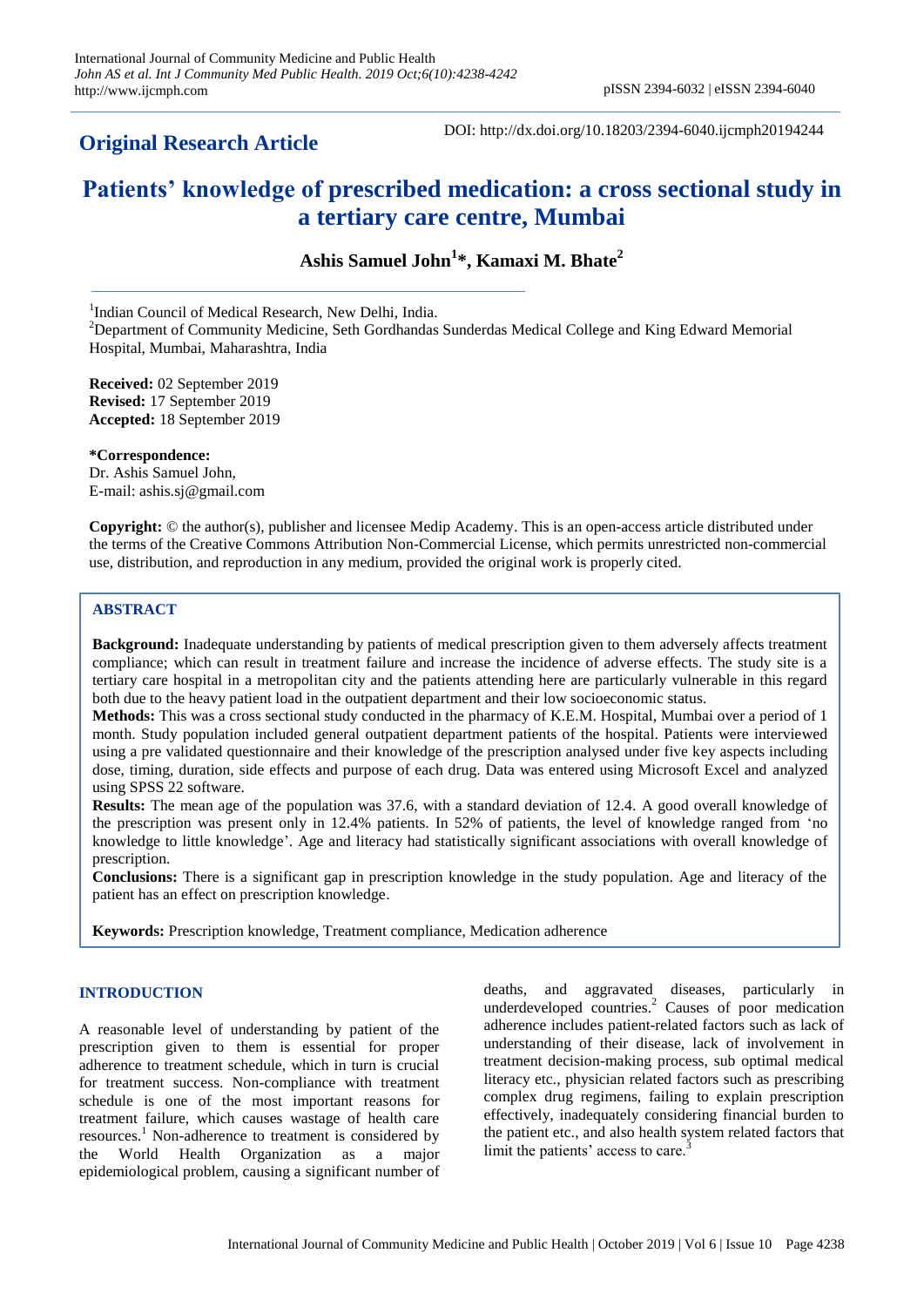## Original Research Article

DOI: http://dx.doi.org/10.18203/2394-6040.ijcmph20194244

# Patients' knowledge of prescribed medication: a cross sectional study in a tertiary care centre, Mumbai

**Ashis Samuel John[1]*, Kamaxi M. Bhate[2]**

[1]Indian Council of Medical Research, New Delhi, India.
[2]Department of Community Medicine, Seth Gordhandas Sunderdas Medical College and King Edward Memorial Hospital, Mumbai, Maharashtra, India

**Received:** 02 September 2019
**Revised:** 17 September 2019
**Accepted:** 18 September 2019

***Correspondence:**
Dr. Ashis Samuel John,
E-mail: ashis.sj@gmail.com

**Copyright:** © the author(s), publisher and licensee Medip Academy. This is an open-access article distributed under the terms of the Creative Commons Attribution Non-Commercial License, which permits unrestricted non-commercial use, distribution, and reproduction in any medium, provided the original work is properly cited.

## ABSTRACT

**Background:** Inadequate understanding by patients of medical prescription given to them adversely affects treatment compliance; which can result in treatment failure and increase the incidence of adverse effects. The study site is a tertiary care hospital in a metropolitan city and the patients attending here are particularly vulnerable in this regard both due to the heavy patient load in the outpatient department and their low socioeconomic status.

**Methods:** This was a cross sectional study conducted in the pharmacy of K.E.M. Hospital, Mumbai over a period of 1 month. Study population included general outpatient department patients of the hospital. Patients were interviewed using a pre validated questionnaire and their knowledge of the prescription analysed under five key aspects including dose, timing, duration, side effects and purpose of each drug. Data was entered using Microsoft Excel and analyzed using SPSS 22 software.

**Results:** The mean age of the population was 37.6, with a standard deviation of 12.4. A good overall knowledge of the prescription was present only in 12.4% patients. In 52% of patients, the level of knowledge ranged from 'no knowledge to little knowledge'. Age and literacy had statistically significant associations with overall knowledge of prescription.

**Conclusions:** There is a significant gap in prescription knowledge in the study population. Age and literacy of the patient has an effect on prescription knowledge.

**Keywords:** Prescription knowledge, Treatment compliance, Medication adherence

## INTRODUCTION

A reasonable level of understanding by patient of the prescription given to them is essential for proper adherence to treatment schedule, which in turn is crucial for treatment success. Non-compliance with treatment schedule is one of the most important reasons for treatment failure, which causes wastage of health care resources.[1] Non-adherence to treatment is considered by the World Health Organization as a major epidemiological problem, causing a significant number of deaths, and aggravated diseases, particularly in underdeveloped countries.[2] Causes of poor medication adherence includes patient-related factors such as lack of understanding of their disease, lack of involvement in treatment decision-making process, sub optimal medical literacy etc., physician related factors such as prescribing complex drug regimens, failing to explain prescription effectively, inadequately considering financial burden to the patient etc., and also health system related factors that limit the patients' access to care.[3]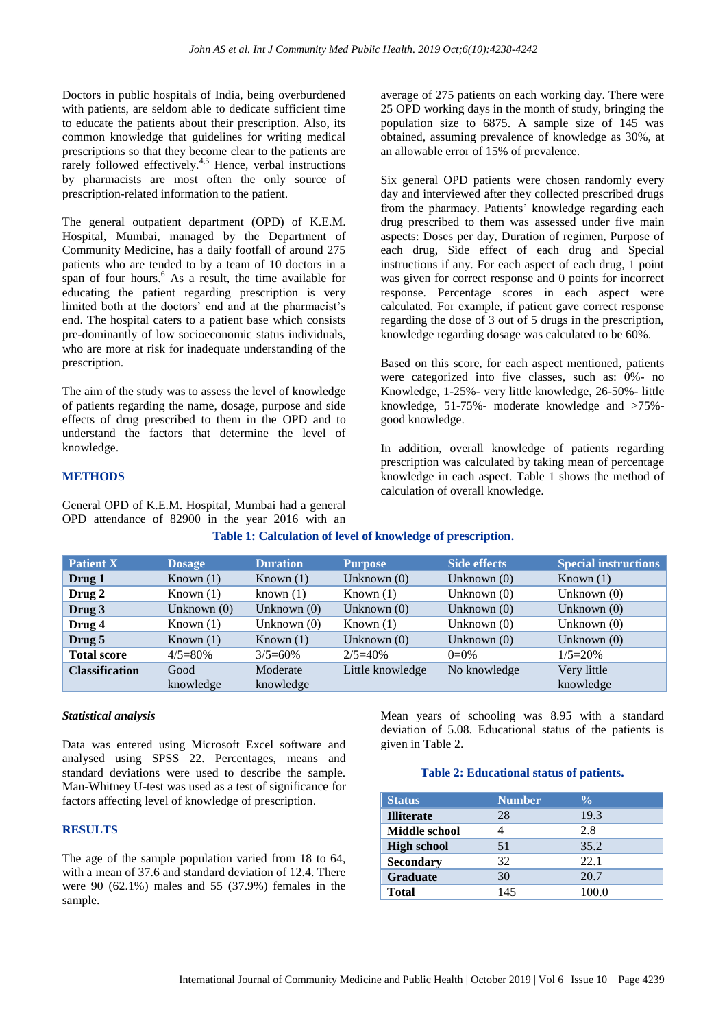Doctors in public hospitals of India, being overburdened with patients, are seldom able to dedicate sufficient time to educate the patients about their prescription. Also, its common knowledge that guidelines for writing medical prescriptions so that they become clear to the patients are rarely followed effectively.[4,5] Hence, verbal instructions by pharmacists are most often the only source of prescription-related information to the patient.

The general outpatient department (OPD) of K.E.M. Hospital, Mumbai, managed by the Department of Community Medicine, has a daily footfall of around 275 patients who are tended to by a team of 10 doctors in a span of four hours.[6] As a result, the time available for educating the patient regarding prescription is very limited both at the doctors' end and at the pharmacist's end. The hospital caters to a patient base which consists pre-dominantly of low socioeconomic status individuals, who are more at risk for inadequate understanding of the prescription.

The aim of the study was to assess the level of knowledge of patients regarding the name, dosage, purpose and side effects of drug prescribed to them in the OPD and to understand the factors that determine the level of knowledge.

## METHODS

General OPD of K.E.M. Hospital, Mumbai had a general OPD attendance of 82900 in the year 2016 with an average of 275 patients on each working day. There were 25 OPD working days in the month of study, bringing the population size to 6875. A sample size of 145 was obtained, assuming prevalence of knowledge as 30%, at an allowable error of 15% of prevalence.

Six general OPD patients were chosen randomly every day and interviewed after they collected prescribed drugs from the pharmacy. Patients' knowledge regarding each drug prescribed to them was assessed under five main aspects: Doses per day, Duration of regimen, Purpose of each drug, Side effect of each drug and Special instructions if any. For each aspect of each drug, 1 point was given for correct response and 0 points for incorrect response. Percentage scores in each aspect were calculated. For example, if patient gave correct response regarding the dose of 3 out of 5 drugs in the prescription, knowledge regarding dosage was calculated to be 60%.

Based on this score, for each aspect mentioned, patients were categorized into five classes, such as: 0%- no Knowledge, 1-25%- very little knowledge, 26-50%- little knowledge, 51-75%- moderate knowledge and >75%- good knowledge.

In addition, overall knowledge of patients regarding prescription was calculated by taking mean of percentage knowledge in each aspect. Table 1 shows the method of calculation of overall knowledge.

**Table 1: Calculation of level of knowledge of prescription.**

| Patient X | Dosage | Duration | Purpose | Side effects | Special instructions |
|---|---|---|---|---|---|
| **Drug 1** | Known (1) | Known (1) | Unknown (0) | Unknown (0) | Known (1) |
| **Drug 2** | Known (1) | known (1) | Known (1) | Unknown (0) | Unknown (0) |
| **Drug 3** | Unknown (0) | Unknown (0) | Unknown (0) | Unknown (0) | Unknown (0) |
| **Drug 4** | Known (1) | Unknown (0) | Known (1) | Unknown (0) | Unknown (0) |
| **Drug 5** | Known (1) | Known (1) | Unknown (0) | Unknown (0) | Unknown (0) |
| **Total score** | 4/5=80% | 3/5=60% | 2/5=40% | 0=0% | 1/5=20% |
| **Classification** | Good knowledge | Moderate knowledge | Little knowledge | No knowledge | Very little knowledge |

### *Statistical analysis*

Data was entered using Microsoft Excel software and analysed using SPSS 22. Percentages, means and standard deviations were used to describe the sample. Man-Whitney U-test was used as a test of significance for factors affecting level of knowledge of prescription.

## RESULTS

The age of the sample population varied from 18 to 64, with a mean of 37.6 and standard deviation of 12.4. There were 90 (62.1%) males and 55 (37.9%) females in the sample.

Mean years of schooling was 8.95 with a standard deviation of 5.08. Educational status of the patients is given in Table 2.

**Table 2: Educational status of patients.**

| Status | Number | % |
|---|---|---|
| **Illiterate** | 28 | 19.3 |
| **Middle school** | 4 | 2.8 |
| **High school** | 51 | 35.2 |
| **Secondary** | 32 | 22.1 |
| **Graduate** | 30 | 20.7 |
| **Total** | 145 | 100.0 |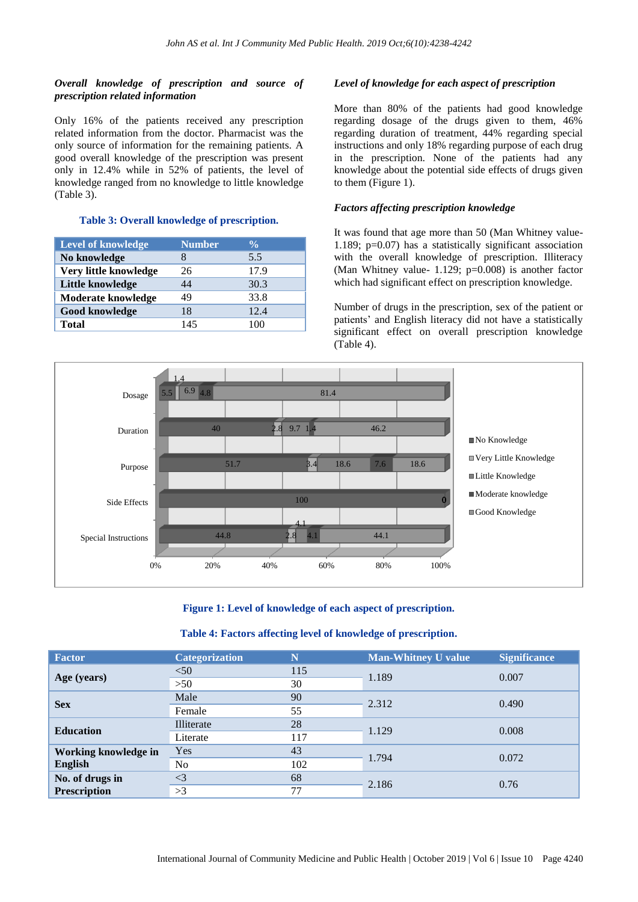### *Overall knowledge of prescription and source of prescription related information*

Only 16% of the patients received any prescription related information from the doctor. Pharmacist was the only source of information for the remaining patients. A good overall knowledge of the prescription was present only in 12.4% while in 52% of patients, the level of knowledge ranged from no knowledge to little knowledge (Table 3).

**Table 3: Overall knowledge of prescription.**

| Level of knowledge | Number | % |
|---|---|---|
| **No knowledge** | 8 | 5.5 |
| **Very little knowledge** | 26 | 17.9 |
| **Little knowledge** | 44 | 30.3 |
| **Moderate knowledge** | 49 | 33.8 |
| **Good knowledge** | 18 | 12.4 |
| **Total** | 145 | 100 |

### *Level of knowledge for each aspect of prescription*

More than 80% of the patients had good knowledge regarding dosage of the drugs given to them, 46% regarding duration of treatment, 44% regarding special instructions and only 18% regarding purpose of each drug in the prescription. None of the patients had any knowledge about the potential side effects of drugs given to them (Figure 1).

### *Factors affecting prescription knowledge*

It was found that age more than 50 (Man Whitney value-1.189; p=0.07) has a statistically significant association with the overall knowledge of prescription. Illiteracy (Man Whitney value- 1.129; p=0.008) is another factor which had significant effect on prescription knowledge.

Number of drugs in the prescription, sex of the patient or patients' and English literacy did not have a statistically significant effect on overall prescription knowledge (Table 4).

**Figure 1: Level of knowledge of each aspect of prescription.**

**Table 4: Factors affecting level of knowledge of prescription.**

| Factor | Categorization | N | Man-Whitney U value | Significance |
|---|---|---|---|---|
| **Age (years)** | <50 | 115 | 1.189 | 0.007 |
| | >50 | 30 | | |
| **Sex** | Male | 90 | 2.312 | 0.490 |
| | Female | 55 | | |
| **Education** | Illiterate | 28 | 1.129 | 0.008 |
| | Literate | 117 | | |
| **Working knowledge in English** | Yes | 43 | 1.794 | 0.072 |
| | No | 102 | | |
| **No. of drugs in Prescription** | <3 | 68 | 2.186 | 0.76 |
| | >3 | 77 | | |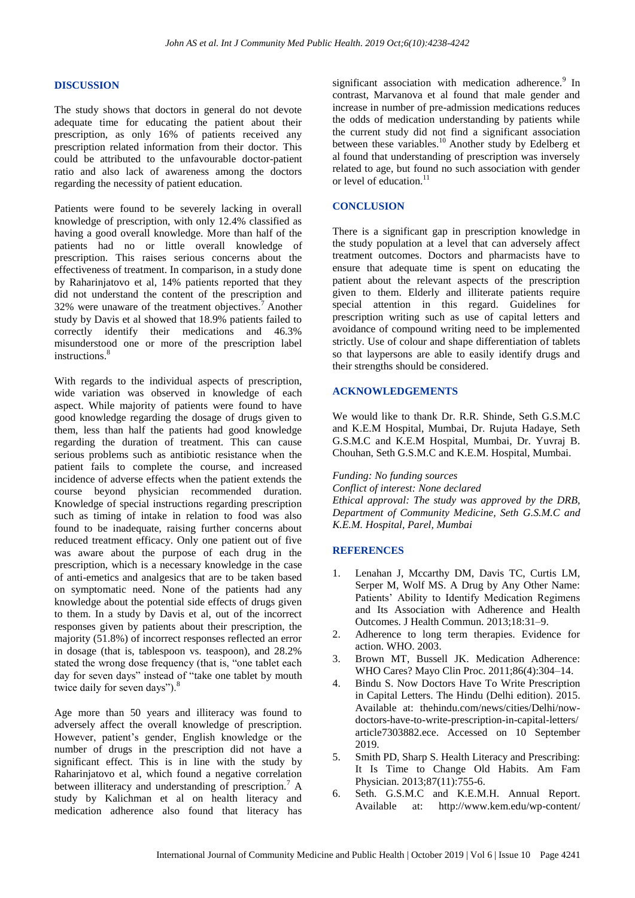## DISCUSSION

The study shows that doctors in general do not devote adequate time for educating the patient about their prescription, as only 16% of patients received any prescription related information from their doctor. This could be attributed to the unfavourable doctor-patient ratio and also lack of awareness among the doctors regarding the necessity of patient education.

Patients were found to be severely lacking in overall knowledge of prescription, with only 12.4% classified as having a good overall knowledge. More than half of the patients had no or little overall knowledge of prescription. This raises serious concerns about the effectiveness of treatment. In comparison, in a study done by Raharinjatovo et al, 14% patients reported that they did not understand the content of the prescription and 32% were unaware of the treatment objectives.[7] Another study by Davis et al showed that 18.9% patients failed to correctly identify their medications and 46.3% misunderstood one or more of the prescription label instructions.[8]

With regards to the individual aspects of prescription, wide variation was observed in knowledge of each aspect. While majority of patients were found to have good knowledge regarding the dosage of drugs given to them, less than half the patients had good knowledge regarding the duration of treatment. This can cause serious problems such as antibiotic resistance when the patient fails to complete the course, and increased incidence of adverse effects when the patient extends the course beyond physician recommended duration. Knowledge of special instructions regarding prescription such as timing of intake in relation to food was also found to be inadequate, raising further concerns about reduced treatment efficacy. Only one patient out of five was aware about the purpose of each drug in the prescription, which is a necessary knowledge in the case of anti-emetics and analgesics that are to be taken based on symptomatic need. None of the patients had any knowledge about the potential side effects of drugs given to them. In a study by Davis et al, out of the incorrect responses given by patients about their prescription, the majority (51.8%) of incorrect responses reflected an error in dosage (that is, tablespoon vs. teaspoon), and 28.2% stated the wrong dose frequency (that is, "one tablet each day for seven days" instead of "take one tablet by mouth twice daily for seven days").[8]

Age more than 50 years and illiteracy was found to adversely affect the overall knowledge of prescription. However, patient's gender, English knowledge or the number of drugs in the prescription did not have a significant effect. This is in line with the study by Raharinjatovo et al, which found a negative correlation between illiteracy and understanding of prescription.[7] A study by Kalichman et al on health literacy and medication adherence also found that literacy has significant association with medication adherence.[9] In contrast, Marvanova et al found that male gender and increase in number of pre-admission medications reduces the odds of medication understanding by patients while the current study did not find a significant association between these variables.[10] Another study by Edelberg et al found that understanding of prescription was inversely related to age, but found no such association with gender or level of education.[11]

## CONCLUSION

There is a significant gap in prescription knowledge in the study population at a level that can adversely affect treatment outcomes. Doctors and pharmacists have to ensure that adequate time is spent on educating the patient about the relevant aspects of the prescription given to them. Elderly and illiterate patients require special attention in this regard. Guidelines for prescription writing such as use of capital letters and avoidance of compound writing need to be implemented strictly. Use of colour and shape differentiation of tablets so that laypersons are able to easily identify drugs and their strengths should be considered.

## ACKNOWLEDGEMENTS

We would like to thank Dr. R.R. Shinde, Seth G.S.M.C and K.E.M Hospital, Mumbai, Dr. Rujuta Hadaye, Seth G.S.M.C and K.E.M Hospital, Mumbai, Dr. Yuvraj B. Chouhan, Seth G.S.M.C and K.E.M. Hospital, Mumbai.

*Funding: No funding sources*
*Conflict of interest: None declared*
*Ethical approval: The study was approved by the DRB, Department of Community Medicine, Seth G.S.M.C and K.E.M. Hospital, Parel, Mumbai*

## REFERENCES

1. Lenahan J, Mccarthy DM, Davis TC, Curtis LM, Serper M, Wolf MS. A Drug by Any Other Name: Patients' Ability to Identify Medication Regimens and Its Association with Adherence and Health Outcomes. J Health Commun. 2013;18:31–9.
2. Adherence to long term therapies. Evidence for action. WHO. 2003.
3. Brown MT, Bussell JK. Medication Adherence: WHO Cares? Mayo Clin Proc. 2011;86(4):304–14.
4. Bindu S. Now Doctors Have To Write Prescription in Capital Letters. The Hindu (Delhi edition). 2015. Available at: thehindu.com/news/cities/Delhi/now-doctors-have-to-write-prescription-in-capital-letters/article7303882.ece. Accessed on 10 September 2019.
5. Smith PD, Sharp S. Health Literacy and Prescribing: It Is Time to Change Old Habits. Am Fam Physician. 2013;87(11):755-6.
6. Seth. G.S.M.C and K.E.M.H. Annual Report. Available at: http://www.kem.edu/wp-content/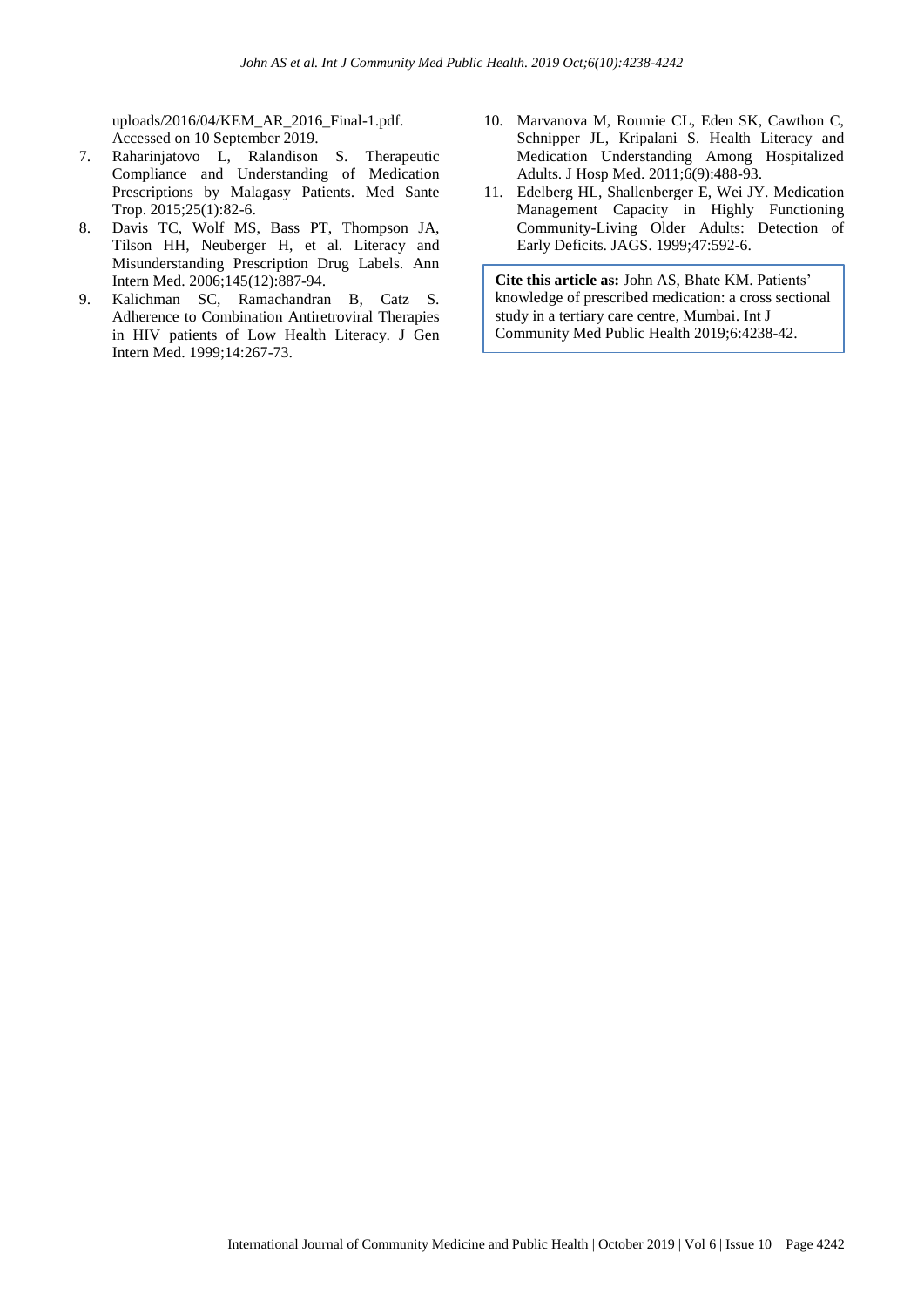uploads/2016/04/KEM_AR_2016_Final-1.pdf. Accessed on 10 September 2019.

7. Raharinjatovo L, Ralandison S. Therapeutic Compliance and Understanding of Medication Prescriptions by Malagasy Patients. Med Sante Trop. 2015;25(1):82-6.
8. Davis TC, Wolf MS, Bass PT, Thompson JA, Tilson HH, Neuberger H, et al. Literacy and Misunderstanding Prescription Drug Labels. Ann Intern Med. 2006;145(12):887-94.
9. Kalichman SC, Ramachandran B, Catz S. Adherence to Combination Antiretroviral Therapies in HIV patients of Low Health Literacy. J Gen Intern Med. 1999;14:267-73.
10. Marvanova M, Roumie CL, Eden SK, Cawthon C, Schnipper JL, Kripalani S. Health Literacy and Medication Understanding Among Hospitalized Adults. J Hosp Med. 2011;6(9):488-93.
11. Edelberg HL, Shallenberger E, Wei JY. Medication Management Capacity in Highly Functioning Community-Living Older Adults: Detection of Early Deficits. JAGS. 1999;47:592-6.

**Cite this article as:** John AS, Bhate KM. Patients' knowledge of prescribed medication: a cross sectional study in a tertiary care centre, Mumbai. Int J Community Med Public Health 2019;6:4238-42.